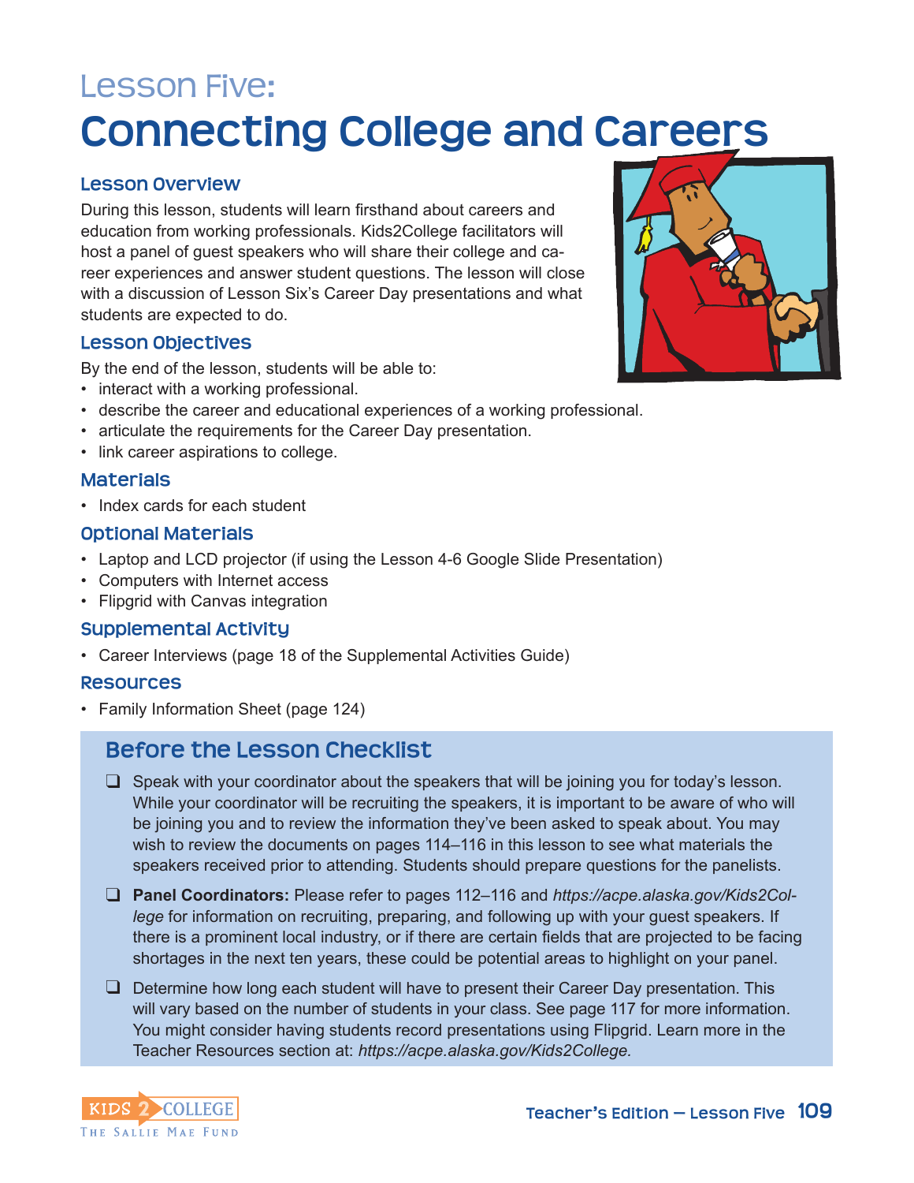# Lesson Five:
# Connecting College and Careers

## Lesson Overview

During this lesson, students will learn firsthand about careers and education from working professionals. Kids2College facilitators will host a panel of guest speakers who will share their college and career experiences and answer student questions. The lesson will close with a discussion of Lesson Six's Career Day presentations and what students are expected to do.

## Lesson Objectives

By the end of the lesson, students will be able to:

- interact with a working professional.
- describe the career and educational experiences of a working professional.
- articulate the requirements for the Career Day presentation.
- link career aspirations to college.

## Materials

- Index cards for each student

## Optional Materials

- Laptop and LCD projector (if using the Lesson 4-6 Google Slide Presentation)
- Computers with Internet access
- Flipgrid with Canvas integration

## Supplemental Activity

- Career Interviews (page 18 of the Supplemental Activities Guide)

## Resources

- Family Information Sheet (page 124)

## Before the Lesson Checklist

- ❑ Speak with your coordinator about the speakers that will be joining you for today's lesson. While your coordinator will be recruiting the speakers, it is important to be aware of who will be joining you and to review the information they've been asked to speak about. You may wish to review the documents on pages 114–116 in this lesson to see what materials the speakers received prior to attending. Students should prepare questions for the panelists.
- ❑ **Panel Coordinators:** Please refer to pages 112–116 and *https://acpe.alaska.gov/Kids2College* for information on recruiting, preparing, and following up with your guest speakers. If there is a prominent local industry, or if there are certain fields that are projected to be facing shortages in the next ten years, these could be potential areas to highlight on your panel.
- ❑ Determine how long each student will have to present their Career Day presentation. This will vary based on the number of students in your class. See page 117 for more information. You might consider having students record presentations using Flipgrid. Learn more in the Teacher Resources section at: *https://acpe.alaska.gov/Kids2College.*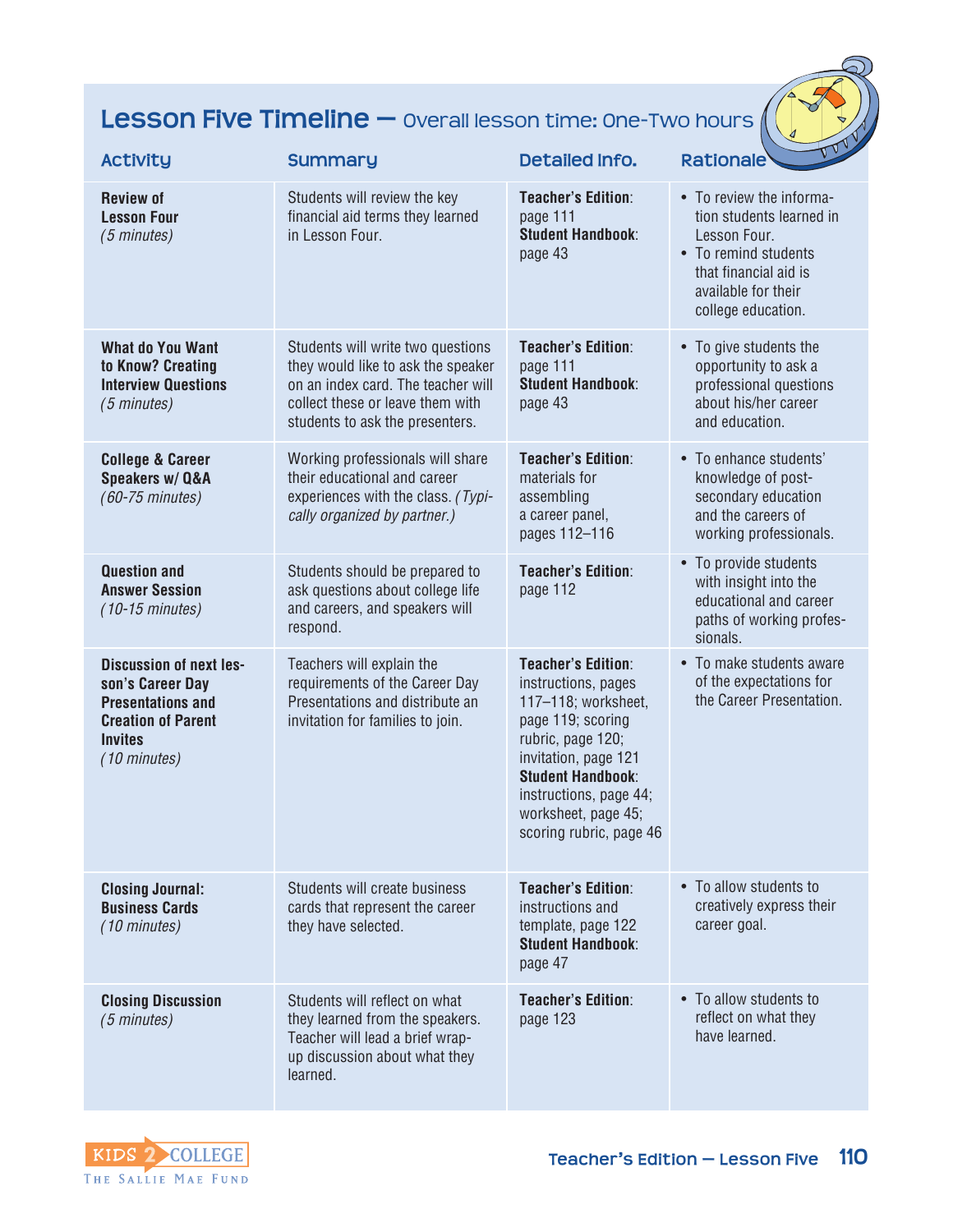# Lesson Five Timeline — Overall lesson time: One-Two hours

| Activity | Summary | Detailed Info. | Rationale |
|---|---|---|---|
| **Review of Lesson Four** *(5 minutes)* | Students will review the key financial aid terms they learned in Lesson Four. | **Teacher's Edition**: page 111 **Student Handbook**: page 43 | • To review the information students learned in Lesson Four. • To remind students that financial aid is available for their college education. |
| **What do You Want to Know? Creating Interview Questions** *(5 minutes)* | Students will write two questions they would like to ask the speaker on an index card. The teacher will collect these or leave them with students to ask the presenters. | **Teacher's Edition**: page 111 **Student Handbook**: page 43 | • To give students the opportunity to ask a professional questions about his/her career and education. |
| **College & Career Speakers w/ Q&A** *(60-75 minutes)* | Working professionals will share their educational and career experiences with the class. *(Typically organized by partner.)* | **Teacher's Edition**: materials for assembling a career panel, pages 112–116 | • To enhance students' knowledge of post-secondary education and the careers of working professionals. |
| **Question and Answer Session** *(10-15 minutes)* | Students should be prepared to ask questions about college life and careers, and speakers will respond. | **Teacher's Edition**: page 112 | • To provide students with insight into the educational and career paths of working professionals. |
| **Discussion of next lesson's Career Day Presentations and Creation of Parent Invites** *(10 minutes)* | Teachers will explain the requirements of the Career Day Presentations and distribute an invitation for families to join. | **Teacher's Edition**: instructions, pages 117–118; worksheet, page 119; scoring rubric, page 120; invitation, page 121 **Student Handbook**: instructions, page 44; worksheet, page 45; scoring rubric, page 46 | • To make students aware of the expectations for the Career Presentation. |
| **Closing Journal: Business Cards** *(10 minutes)* | Students will create business cards that represent the career they have selected. | **Teacher's Edition**: instructions and template, page 122 **Student Handbook**: page 47 | • To allow students to creatively express their career goal. |
| **Closing Discussion** *(5 minutes)* | Students will reflect on what they learned from the speakers. Teacher will lead a brief wrap-up discussion about what they learned. | **Teacher's Edition**: page 123 | • To allow students to reflect on what they have learned. |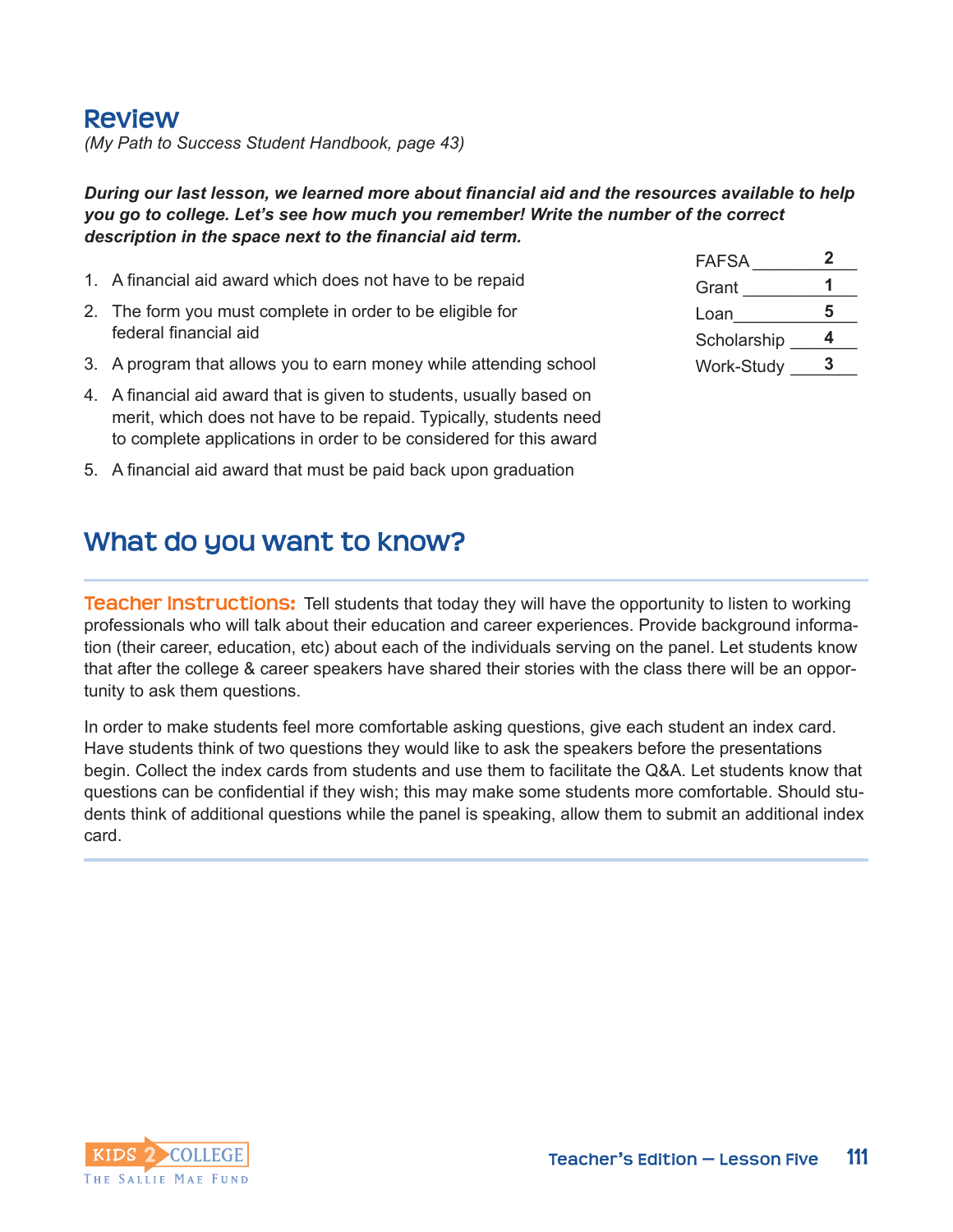## Review

*(My Path to Success Student Handbook, page 43)*

***During our last lesson, we learned more about financial aid and the resources available to help you go to college. Let's see how much you remember! Write the number of the correct description in the space next to the financial aid term.***

1. A financial aid award which does not have to be repaid
2. The form you must complete in order to be eligible for federal financial aid
3. A program that allows you to earn money while attending school
4. A financial aid award that is given to students, usually based on merit, which does not have to be repaid. Typically, students need to complete applications in order to be considered for this award
5. A financial aid award that must be paid back upon graduation

| Term | Answer |
|---|---|
| FAFSA | **2** |
| Grant | **1** |
| Loan | **5** |
| Scholarship | **4** |
| Work-Study | **3** |

## What do you want to know?

**Teacher Instructions:** Tell students that today they will have the opportunity to listen to working professionals who will talk about their education and career experiences. Provide background information (their career, education, etc) about each of the individuals serving on the panel. Let students know that after the college & career speakers have shared their stories with the class there will be an opportunity to ask them questions.

In order to make students feel more comfortable asking questions, give each student an index card. Have students think of two questions they would like to ask the speakers before the presentations begin. Collect the index cards from students and use them to facilitate the Q&A. Let students know that questions can be confidential if they wish; this may make some students more comfortable. Should students think of additional questions while the panel is speaking, allow them to submit an additional index card.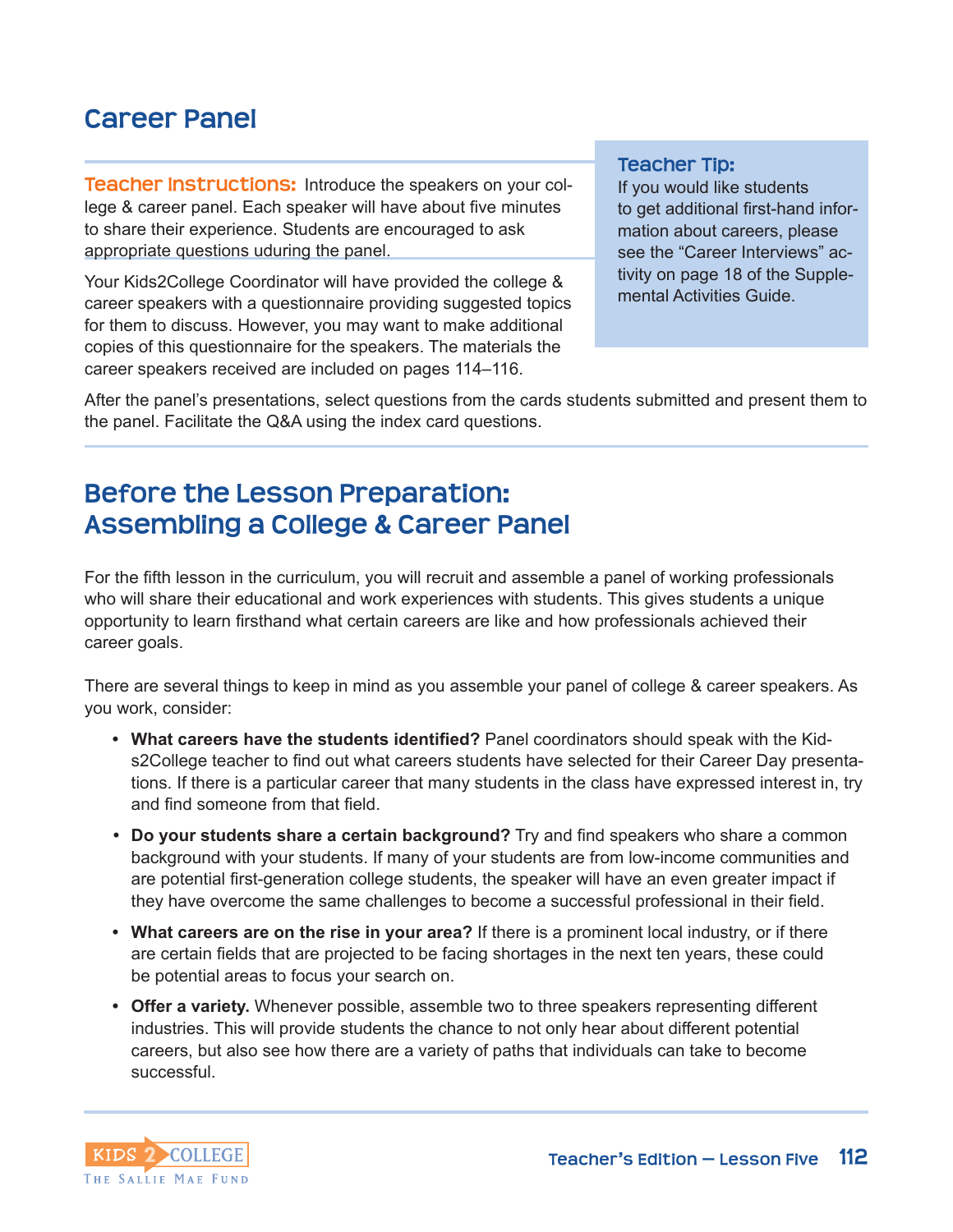## Career Panel

**Teacher Instructions:** Introduce the speakers on your college & career panel. Each speaker will have about five minutes to share their experience. Students are encouraged to ask appropriate questions uduring the panel.

Your Kids2College Coordinator will have provided the college & career speakers with a questionnaire providing suggested topics for them to discuss. However, you may want to make additional copies of this questionnaire for the speakers. The materials the career speakers received are included on pages 114–116.

> **Teacher Tip:**
> If you would like students to get additional first-hand information about careers, please see the "Career Interviews" activity on page 18 of the Supplemental Activities Guide.

After the panel's presentations, select questions from the cards students submitted and present them to the panel. Facilitate the Q&A using the index card questions.

## Before the Lesson Preparation: Assembling a College & Career Panel

For the fifth lesson in the curriculum, you will recruit and assemble a panel of working professionals who will share their educational and work experiences with students. This gives students a unique opportunity to learn firsthand what certain careers are like and how professionals achieved their career goals.

There are several things to keep in mind as you assemble your panel of college & career speakers. As you work, consider:

- **What careers have the students identified?** Panel coordinators should speak with the Kids2College teacher to find out what careers students have selected for their Career Day presentations. If there is a particular career that many students in the class have expressed interest in, try and find someone from that field.
- **Do your students share a certain background?** Try and find speakers who share a common background with your students. If many of your students are from low-income communities and are potential first-generation college students, the speaker will have an even greater impact if they have overcome the same challenges to become a successful professional in their field.
- **What careers are on the rise in your area?** If there is a prominent local industry, or if there are certain fields that are projected to be facing shortages in the next ten years, these could be potential areas to focus your search on.
- **Offer a variety.** Whenever possible, assemble two to three speakers representing different industries. This will provide students the chance to not only hear about different potential careers, but also see how there are a variety of paths that individuals can take to become successful.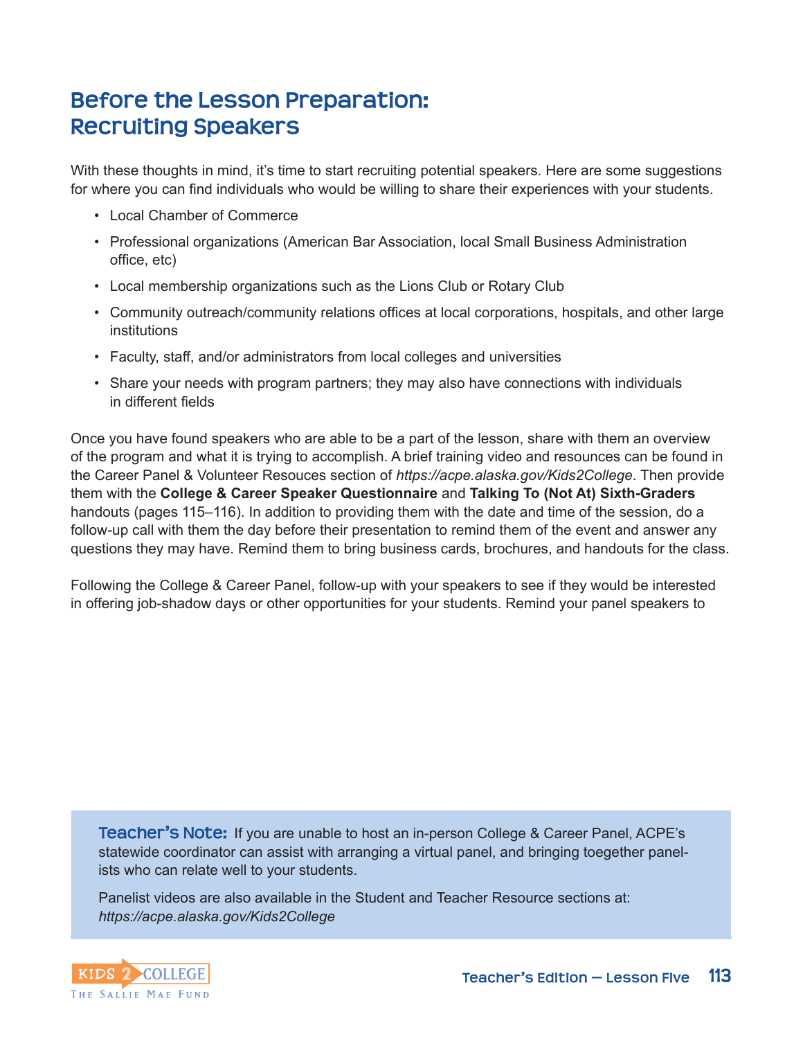# Before the Lesson Preparation: Recruiting Speakers

With these thoughts in mind, it's time to start recruiting potential speakers. Here are some suggestions for where you can find individuals who would be willing to share their experiences with your students.

- Local Chamber of Commerce
- Professional organizations (American Bar Association, local Small Business Administration office, etc)
- Local membership organizations such as the Lions Club or Rotary Club
- Community outreach/community relations offices at local corporations, hospitals, and other large institutions
- Faculty, staff, and/or administrators from local colleges and universities
- Share your needs with program partners; they may also have connections with individuals in different fields

Once you have found speakers who are able to be a part of the lesson, share with them an overview of the program and what it is trying to accomplish. A brief training video and resources can be found in the Career Panel & Volunteer Resouces section of *https://acpe.alaska.gov/Kids2College*. Then provide them with the **College & Career Speaker Questionnaire** and **Talking To (Not At) Sixth-Graders** handouts (pages 115–116). In addition to providing them with the date and time of the session, do a follow-up call with them the day before their presentation to remind them of the event and answer any questions they may have. Remind them to bring business cards, brochures, and handouts for the class.

Following the College & Career Panel, follow-up with your speakers to see if they would be interested in offering job-shadow days or other opportunities for your students. Remind your panel speakers to

**Teacher's Note:** If you are unable to host an in-person College & Career Panel, ACPE's statewide coordinator can assist with arranging a virtual panel, and bringing toegether panelists who can relate well to your students.

Panelist videos are also available in the Student and Teacher Resource sections at: *https://acpe.alaska.gov/Kids2College*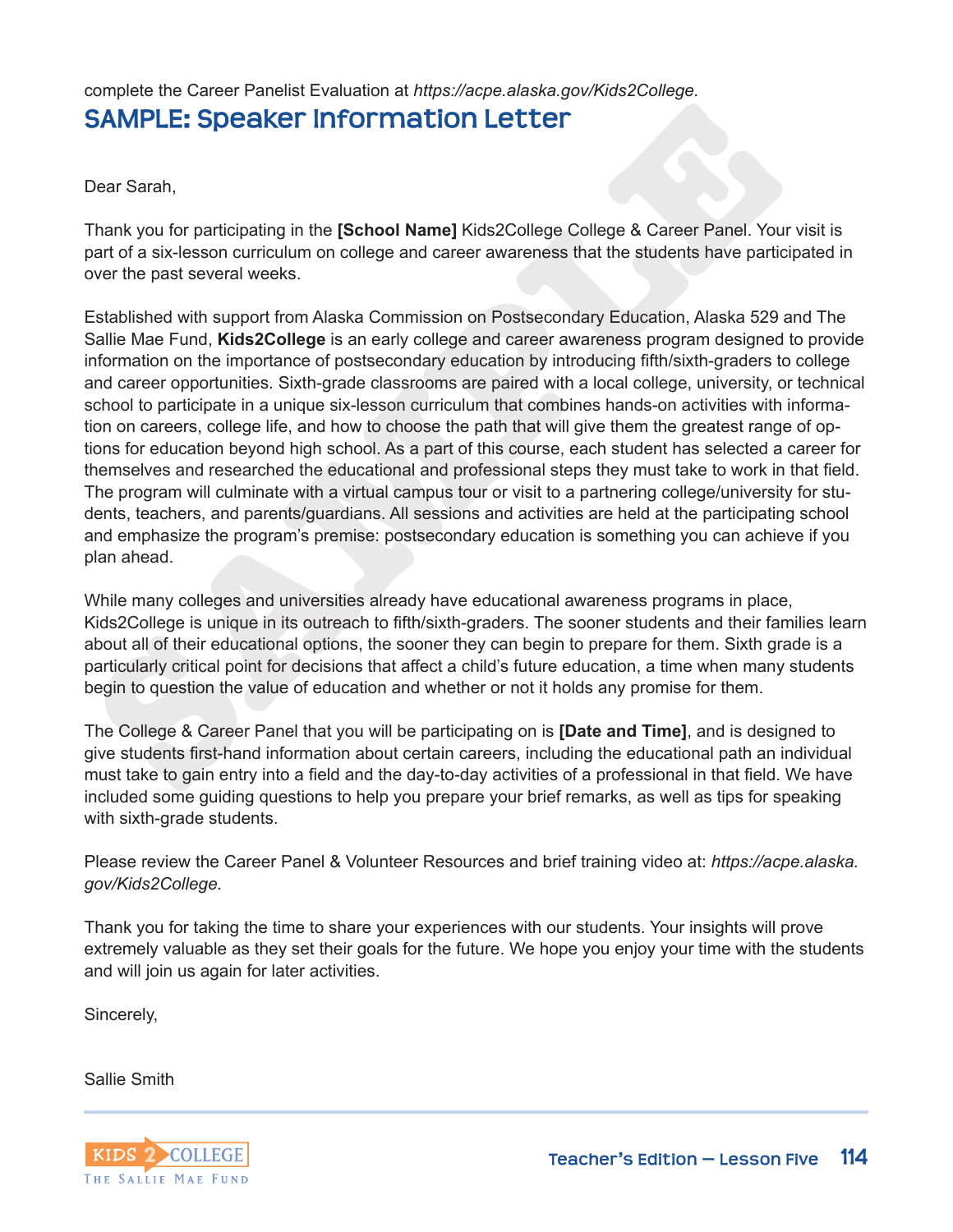complete the Career Panelist Evaluation at *https://acpe.alaska.gov/Kids2College.*

## SAMPLE: Speaker Information Letter

Dear Sarah,

Thank you for participating in the **[School Name]** Kids2College College & Career Panel. Your visit is part of a six-lesson curriculum on college and career awareness that the students have participated in over the past several weeks.

Established with support from Alaska Commission on Postsecondary Education, Alaska 529 and The Sallie Mae Fund, **Kids2College** is an early college and career awareness program designed to provide information on the importance of postsecondary education by introducing fifth/sixth-graders to college and career opportunities. Sixth-grade classrooms are paired with a local college, university, or technical school to participate in a unique six-lesson curriculum that combines hands-on activities with information on careers, college life, and how to choose the path that will give them the greatest range of options for education beyond high school. As a part of this course, each student has selected a career for themselves and researched the educational and professional steps they must take to work in that field. The program will culminate with a virtual campus tour or visit to a partnering college/university for students, teachers, and parents/guardians. All sessions and activities are held at the participating school and emphasize the program's premise: postsecondary education is something you can achieve if you plan ahead.

While many colleges and universities already have educational awareness programs in place, Kids2College is unique in its outreach to fifth/sixth-graders. The sooner students and their families learn about all of their educational options, the sooner they can begin to prepare for them. Sixth grade is a particularly critical point for decisions that affect a child's future education, a time when many students begin to question the value of education and whether or not it holds any promise for them.

The College & Career Panel that you will be participating on is **[Date and Time]**, and is designed to give students first-hand information about certain careers, including the educational path an individual must take to gain entry into a field and the day-to-day activities of a professional in that field. We have included some guiding questions to help you prepare your brief remarks, as well as tips for speaking with sixth-grade students.

Please review the Career Panel & Volunteer Resources and brief training video at: *https://acpe.alaska.gov/Kids2College.*

Thank you for taking the time to share your experiences with our students. Your insights will prove extremely valuable as they set their goals for the future. We hope you enjoy your time with the students and will join us again for later activities.

Sincerely,

Sallie Smith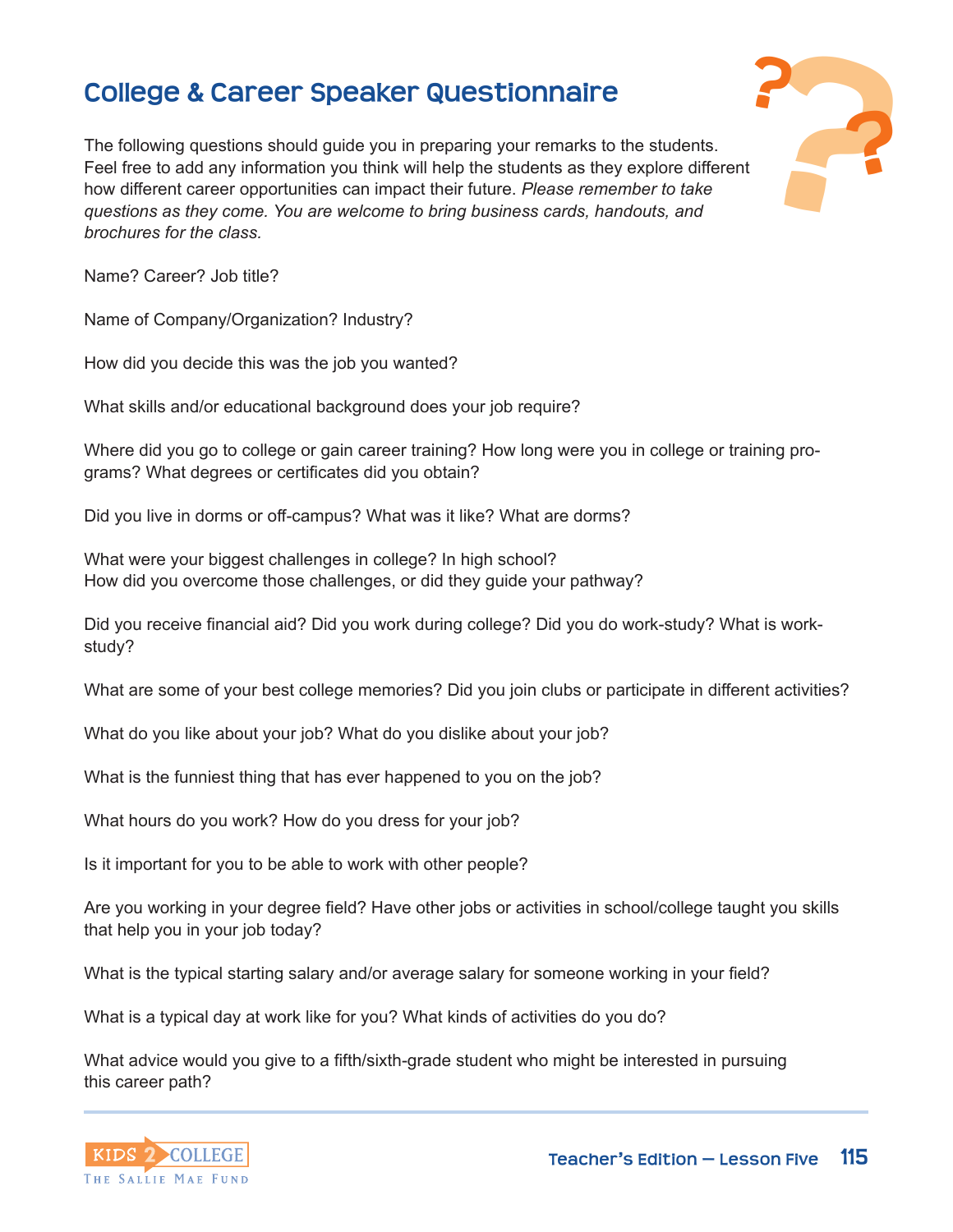# College & Career Speaker Questionnaire

The following questions should guide you in preparing your remarks to the students. Feel free to add any information you think will help the students as they explore different how different career opportunities can impact their future. *Please remember to take questions as they come. You are welcome to bring business cards, handouts, and brochures for the class.*

Name? Career? Job title?

Name of Company/Organization? Industry?

How did you decide this was the job you wanted?

What skills and/or educational background does your job require?

Where did you go to college or gain career training? How long were you in college or training programs? What degrees or certificates did you obtain?

Did you live in dorms or off-campus? What was it like? What are dorms?

What were your biggest challenges in college? In high school?
How did you overcome those challenges, or did they guide your pathway?

Did you receive financial aid? Did you work during college? Did you do work-study? What is work-study?

What are some of your best college memories? Did you join clubs or participate in different activities?

What do you like about your job? What do you dislike about your job?

What is the funniest thing that has ever happened to you on the job?

What hours do you work? How do you dress for your job?

Is it important for you to be able to work with other people?

Are you working in your degree field? Have other jobs or activities in school/college taught you skills that help you in your job today?

What is the typical starting salary and/or average salary for someone working in your field?

What is a typical day at work like for you? What kinds of activities do you do?

What advice would you give to a fifth/sixth-grade student who might be interested in pursuing this career path?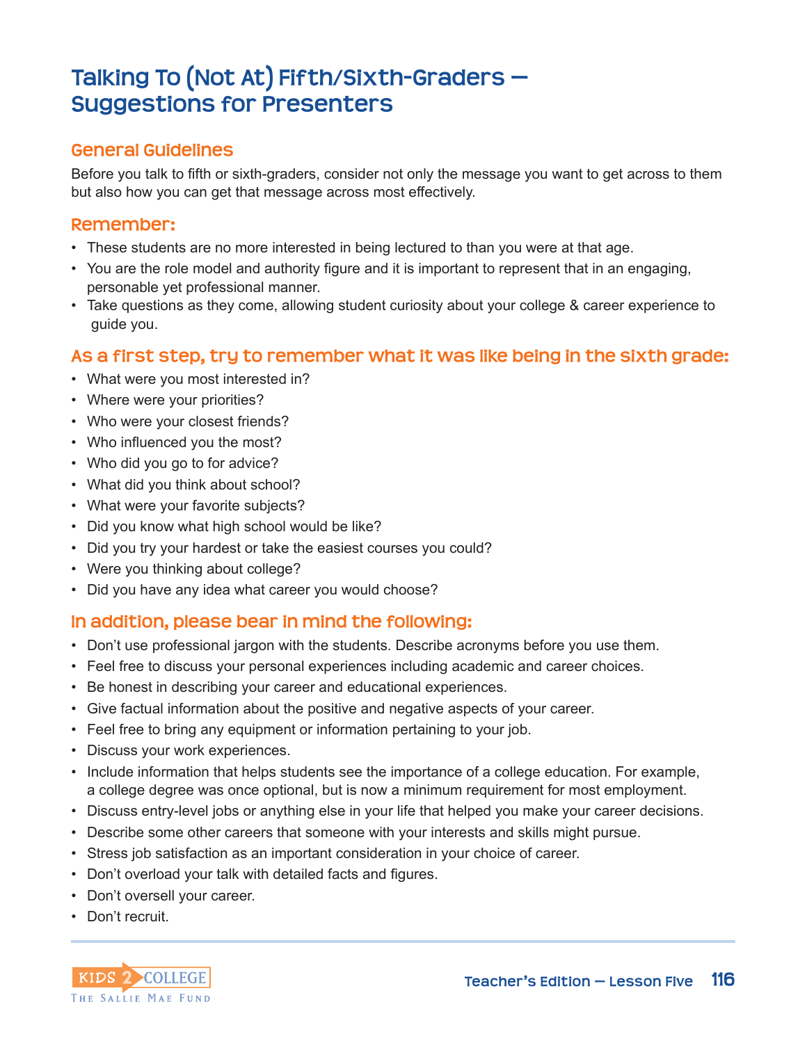# Talking To (Not At) Fifth/Sixth-Graders — Suggestions for Presenters

## General Guidelines

Before you talk to fifth or sixth-graders, consider not only the message you want to get across to them but also how you can get that message across most effectively.

## Remember:

- These students are no more interested in being lectured to than you were at that age.
- You are the role model and authority figure and it is important to represent that in an engaging, personable yet professional manner.
- Take questions as they come, allowing student curiosity about your college & career experience to guide you.

## As a first step, try to remember what it was like being in the sixth grade:

- What were you most interested in?
- Where were your priorities?
- Who were your closest friends?
- Who influenced you the most?
- Who did you go to for advice?
- What did you think about school?
- What were your favorite subjects?
- Did you know what high school would be like?
- Did you try your hardest or take the easiest courses you could?
- Were you thinking about college?
- Did you have any idea what career you would choose?

## In addition, please bear in mind the following:

- Don't use professional jargon with the students. Describe acronyms before you use them.
- Feel free to discuss your personal experiences including academic and career choices.
- Be honest in describing your career and educational experiences.
- Give factual information about the positive and negative aspects of your career.
- Feel free to bring any equipment or information pertaining to your job.
- Discuss your work experiences.
- Include information that helps students see the importance of a college education. For example, a college degree was once optional, but is now a minimum requirement for most employment.
- Discuss entry-level jobs or anything else in your life that helped you make your career decisions.
- Describe some other careers that someone with your interests and skills might pursue.
- Stress job satisfaction as an important consideration in your choice of career.
- Don't overload your talk with detailed facts and figures.
- Don't oversell your career.
- Don't recruit.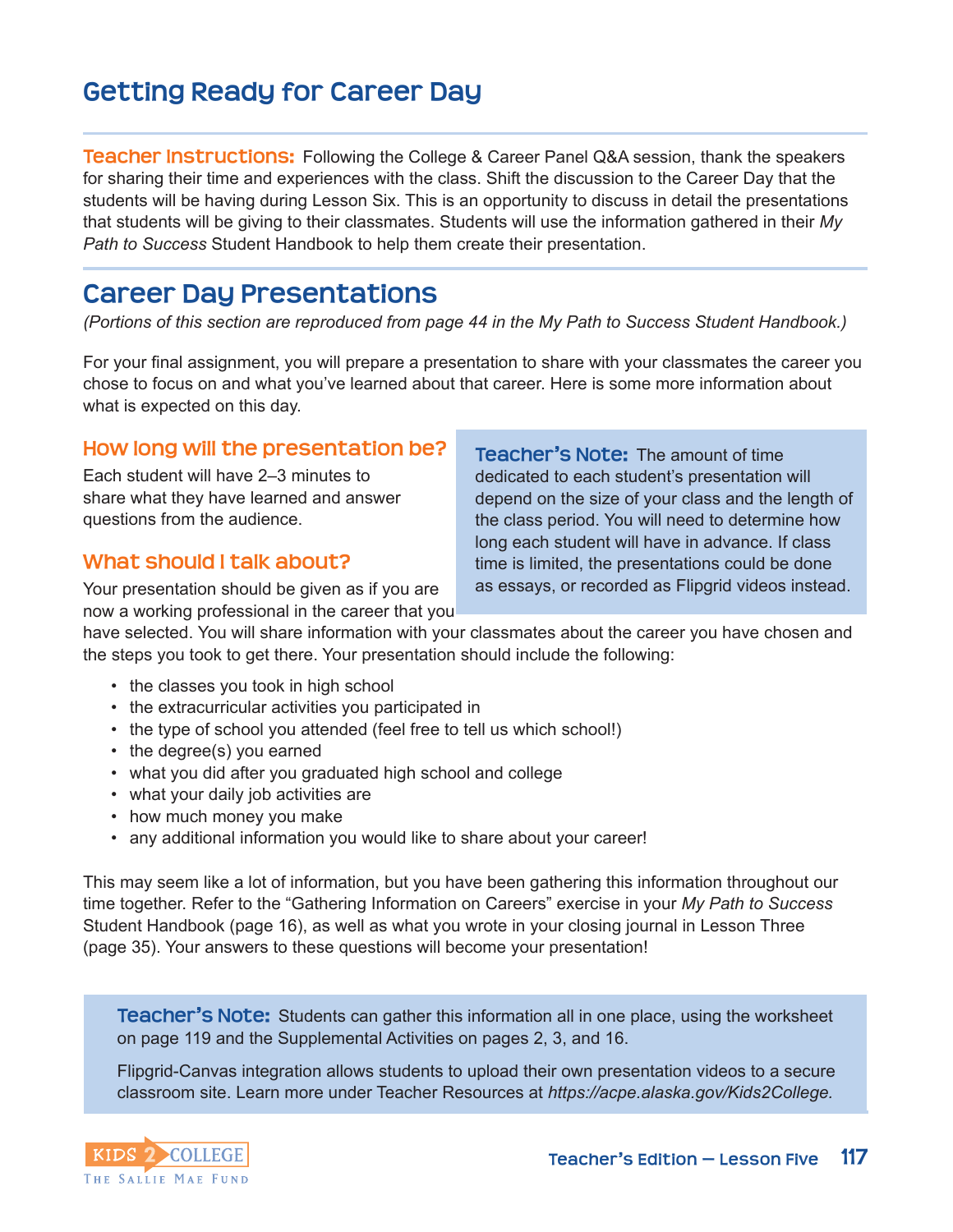## Getting Ready for Career Day

**Teacher Instructions:** Following the College & Career Panel Q&A session, thank the speakers for sharing their time and experiences with the class. Shift the discussion to the Career Day that the students will be having during Lesson Six. This is an opportunity to discuss in detail the presentations that students will be giving to their classmates. Students will use the information gathered in their *My Path to Success* Student Handbook to help them create their presentation.

## Career Day Presentations

*(Portions of this section are reproduced from page 44 in the My Path to Success Student Handbook.)*

For your final assignment, you will prepare a presentation to share with your classmates the career you chose to focus on and what you've learned about that career. Here is some more information about what is expected on this day.

### How long will the presentation be?

Each student will have 2–3 minutes to share what they have learned and answer questions from the audience.

> **Teacher's Note:** The amount of time dedicated to each student's presentation will depend on the size of your class and the length of the class period. You will need to determine how long each student will have in advance. If class time is limited, the presentations could be done as essays, or recorded as Flipgrid videos instead.

### What should I talk about?

Your presentation should be given as if you are now a working professional in the career that you have selected. You will share information with your classmates about the career you have chosen and the steps you took to get there. Your presentation should include the following:

- the classes you took in high school
- the extracurricular activities you participated in
- the type of school you attended (feel free to tell us which school!)
- the degree(s) you earned
- what you did after you graduated high school and college
- what your daily job activities are
- how much money you make
- any additional information you would like to share about your career!

This may seem like a lot of information, but you have been gathering this information throughout our time together. Refer to the "Gathering Information on Careers" exercise in your *My Path to Success* Student Handbook (page 16), as well as what you wrote in your closing journal in Lesson Three (page 35). Your answers to these questions will become your presentation!

> **Teacher's Note:** Students can gather this information all in one place, using the worksheet on page 119 and the Supplemental Activities on pages 2, 3, and 16.
>
> Flipgrid-Canvas integration allows students to upload their own presentation videos to a secure classroom site. Learn more under Teacher Resources at *https://acpe.alaska.gov/Kids2College.*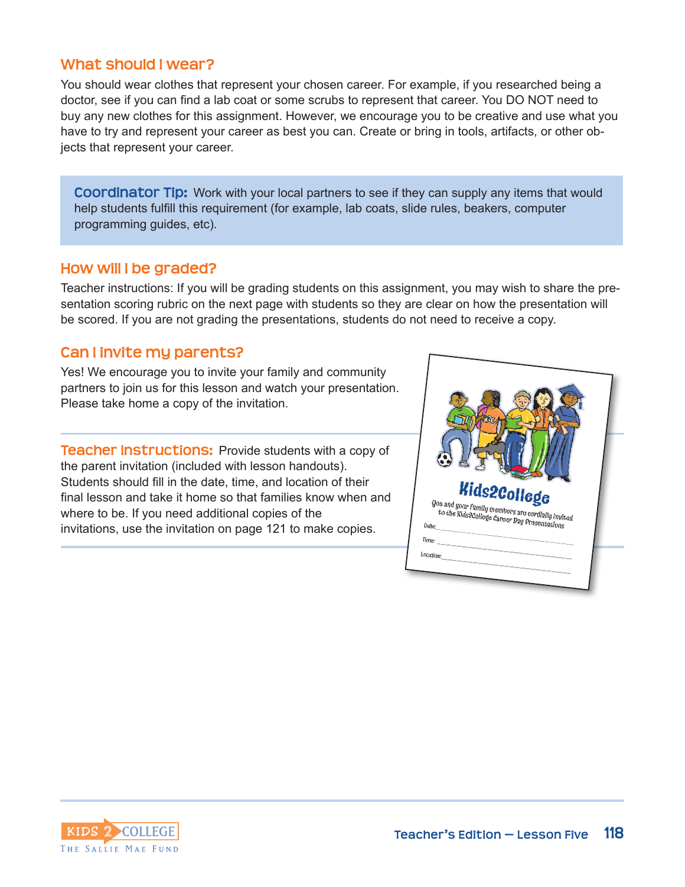## What should I wear?

You should wear clothes that represent your chosen career. For example, if you researched being a doctor, see if you can find a lab coat or some scrubs to represent that career. You DO NOT need to buy any new clothes for this assignment. However, we encourage you to be creative and use what you have to try and represent your career as best you can. Create or bring in tools, artifacts, or other objects that represent your career.

**Coordinator Tip:** Work with your local partners to see if they can supply any items that would help students fulfill this requirement (for example, lab coats, slide rules, beakers, computer programming guides, etc).

## How will I be graded?

Teacher instructions: If you will be grading students on this assignment, you may wish to share the presentation scoring rubric on the next page with students so they are clear on how the presentation will be scored. If you are not grading the presentations, students do not need to receive a copy.

## Can I invite my parents?

Yes! We encourage you to invite your family and community partners to join us for this lesson and watch your presentation. Please take home a copy of the invitation.

**Teacher Instructions:** Provide students with a copy of the parent invitation (included with lesson handouts). Students should fill in the date, time, and location of their final lesson and take it home so that families know when and where to be. If you need additional copies of the invitations, use the invitation on page 121 to make copies.

**Kids2College**

You and your family members are cordially invited to the Kids2College Career Day Presentations

Date: ____________________

Time: ____________________

Location: ____________________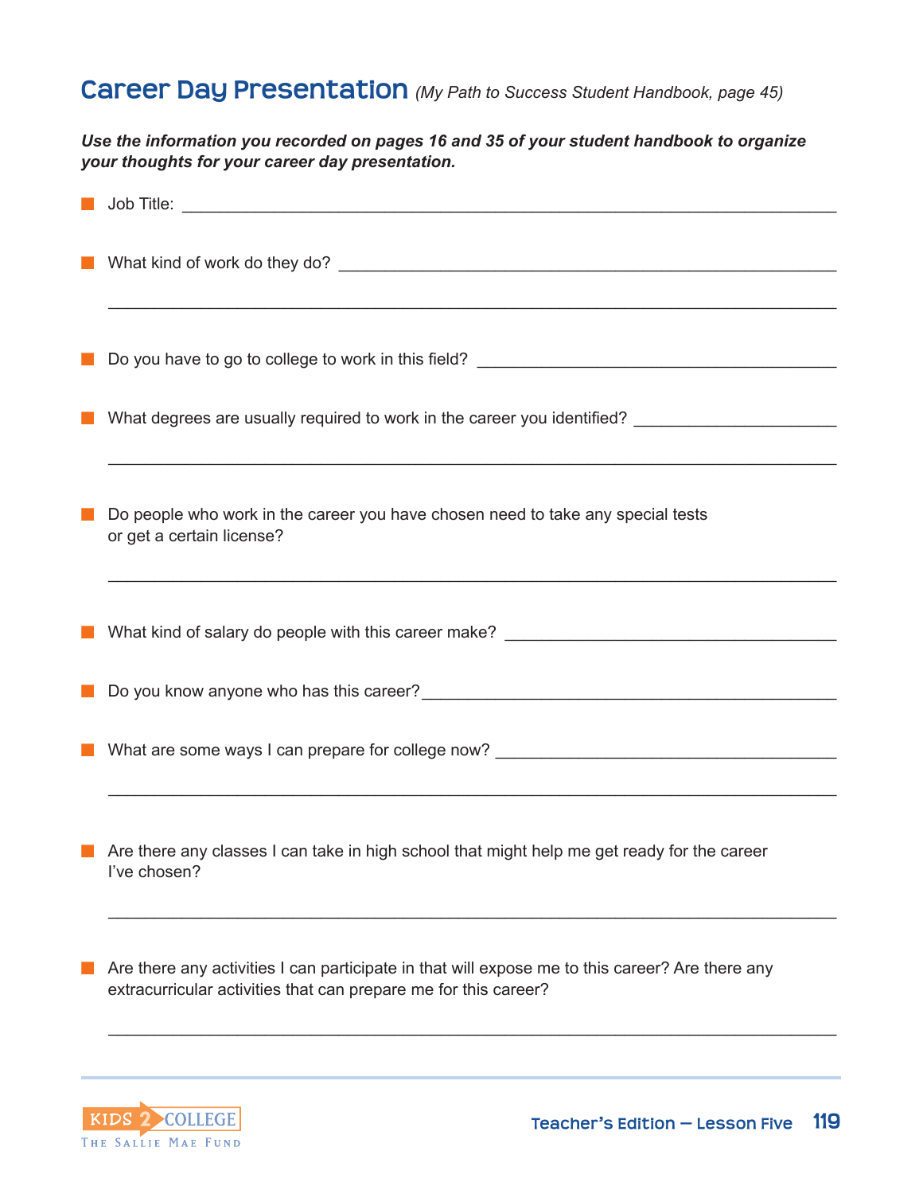## Career Day Presentation *(My Path to Success Student Handbook, page 45)*

***Use the information you recorded on pages 16 and 35 of your student handbook to organize your thoughts for your career day presentation.***

- Job Title: ____________________________________________

- What kind of work do they do? ____________________________________________

  ____________________________________________

- Do you have to go to college to work in this field? ____________________________________________

- What degrees are usually required to work in the career you identified? ____________________________________________

  ____________________________________________

- Do people who work in the career you have chosen need to take any special tests or get a certain license?

  ____________________________________________

- What kind of salary do people with this career make? ____________________________________________

- Do you know anyone who has this career? ____________________________________________

- What are some ways I can prepare for college now? ____________________________________________

  ____________________________________________

- Are there any classes I can take in high school that might help me get ready for the career I've chosen?

  ____________________________________________

- Are there any activities I can participate in that will expose me to this career? Are there any extracurricular activities that can prepare me for this career?

  ____________________________________________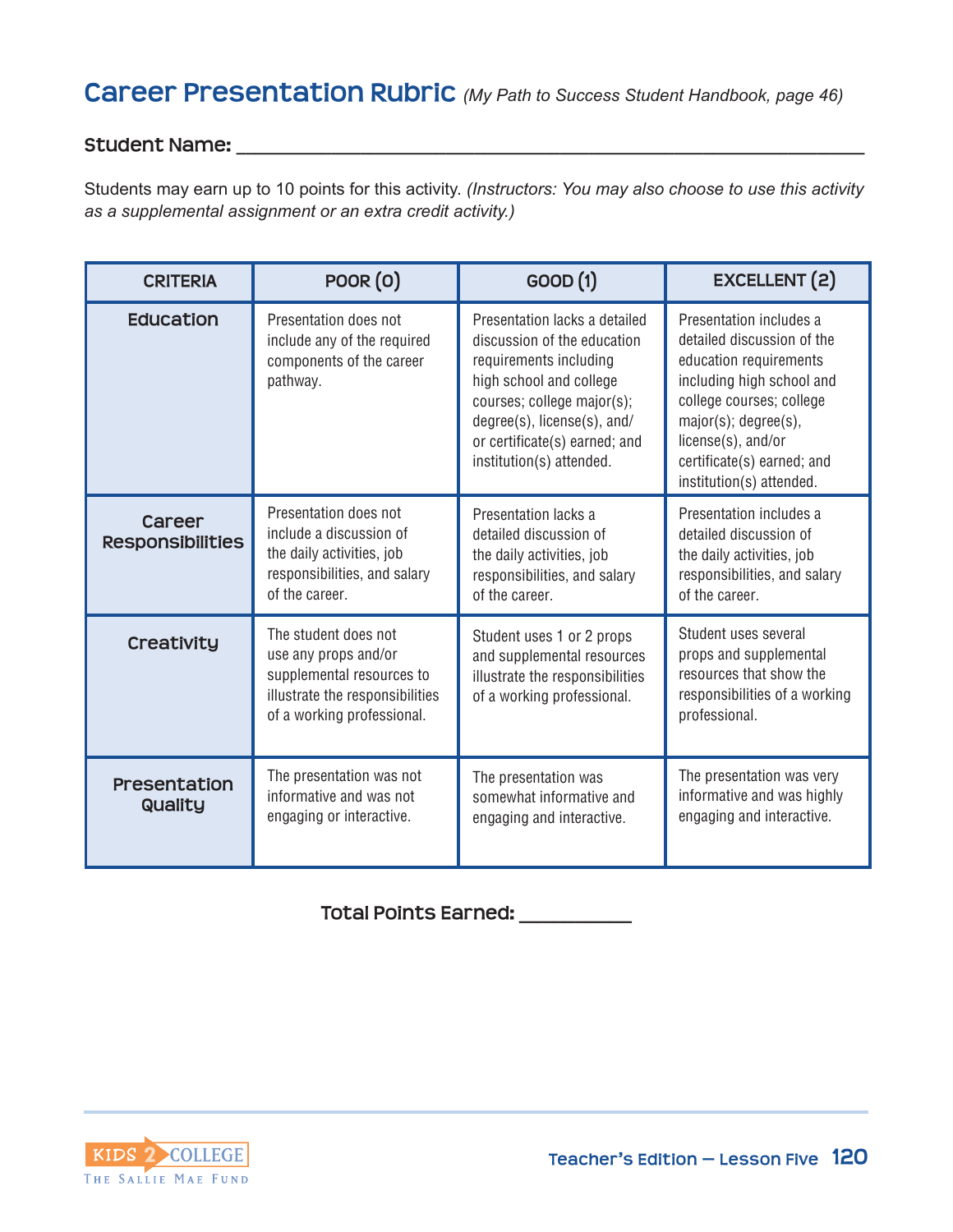## Career Presentation Rubric *(My Path to Success Student Handbook, page 46)*

**Student Name:** ___________________________________________________________

Students may earn up to 10 points for this activity. *(Instructors: You may also choose to use this activity as a supplemental assignment or an extra credit activity.)*

| CRITERIA | POOR (0) | GOOD (1) | EXCELLENT (2) |
|---|---|---|---|
| **Education** | Presentation does not include any of the required components of the career pathway. | Presentation lacks a detailed discussion of the education requirements including high school and college courses; college major(s); degree(s), license(s), and/or certificate(s) earned; and institution(s) attended. | Presentation includes a detailed discussion of the education requirements including high school and college courses; college major(s); degree(s), license(s), and/or certificate(s) earned; and institution(s) attended. |
| **Career Responsibilities** | Presentation does not include a discussion of the daily activities, job responsibilities, and salary of the career. | Presentation lacks a detailed discussion of the daily activities, job responsibilities, and salary of the career. | Presentation includes a detailed discussion of the daily activities, job responsibilities, and salary of the career. |
| **Creativity** | The student does not use any props and/or supplemental resources to illustrate the responsibilities of a working professional. | Student uses 1 or 2 props and supplemental resources to illustrate the responsibilities of a working professional. | Student uses several props and supplemental resources that show the responsibilities of a working professional. |
| **Presentation Quality** | The presentation was not informative and was not engaging or interactive. | The presentation was somewhat informative and engaging and interactive. | The presentation was very informative and was highly engaging and interactive. |

**Total Points Earned:** __________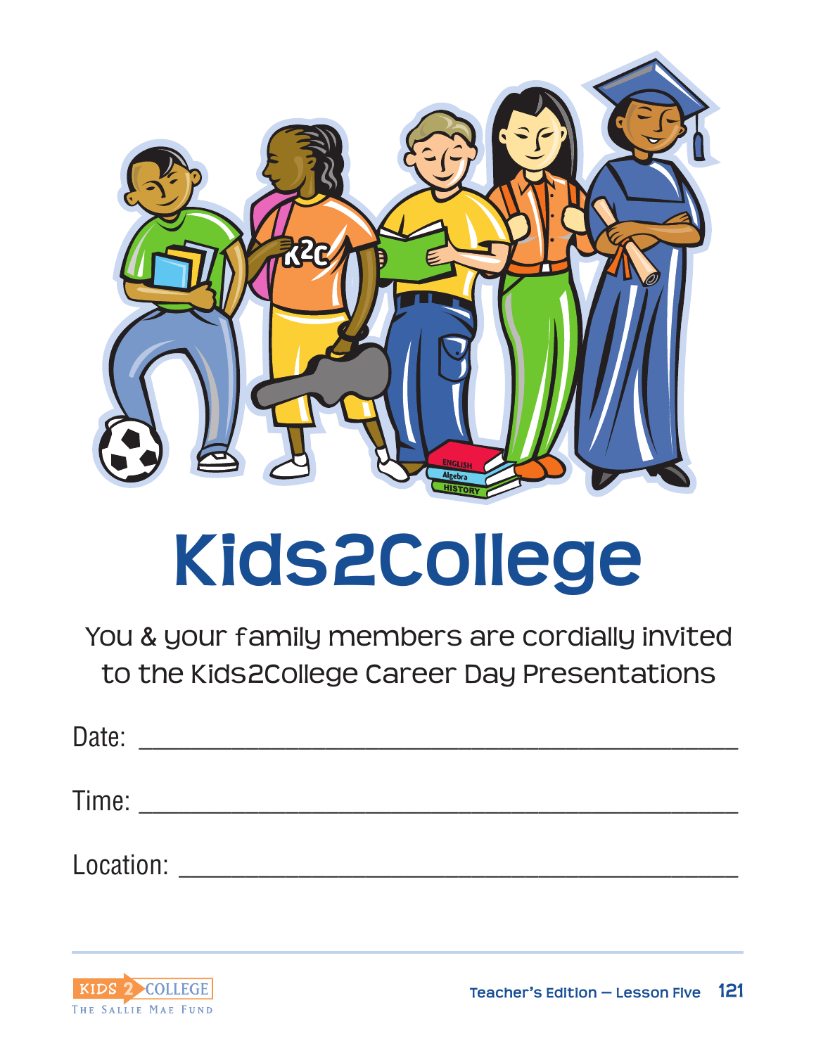# Kids2College

You & your family members are cordially invited to the Kids2College Career Day Presentations

Date: ___________________________________________

Time: ___________________________________________

Location: ________________________________________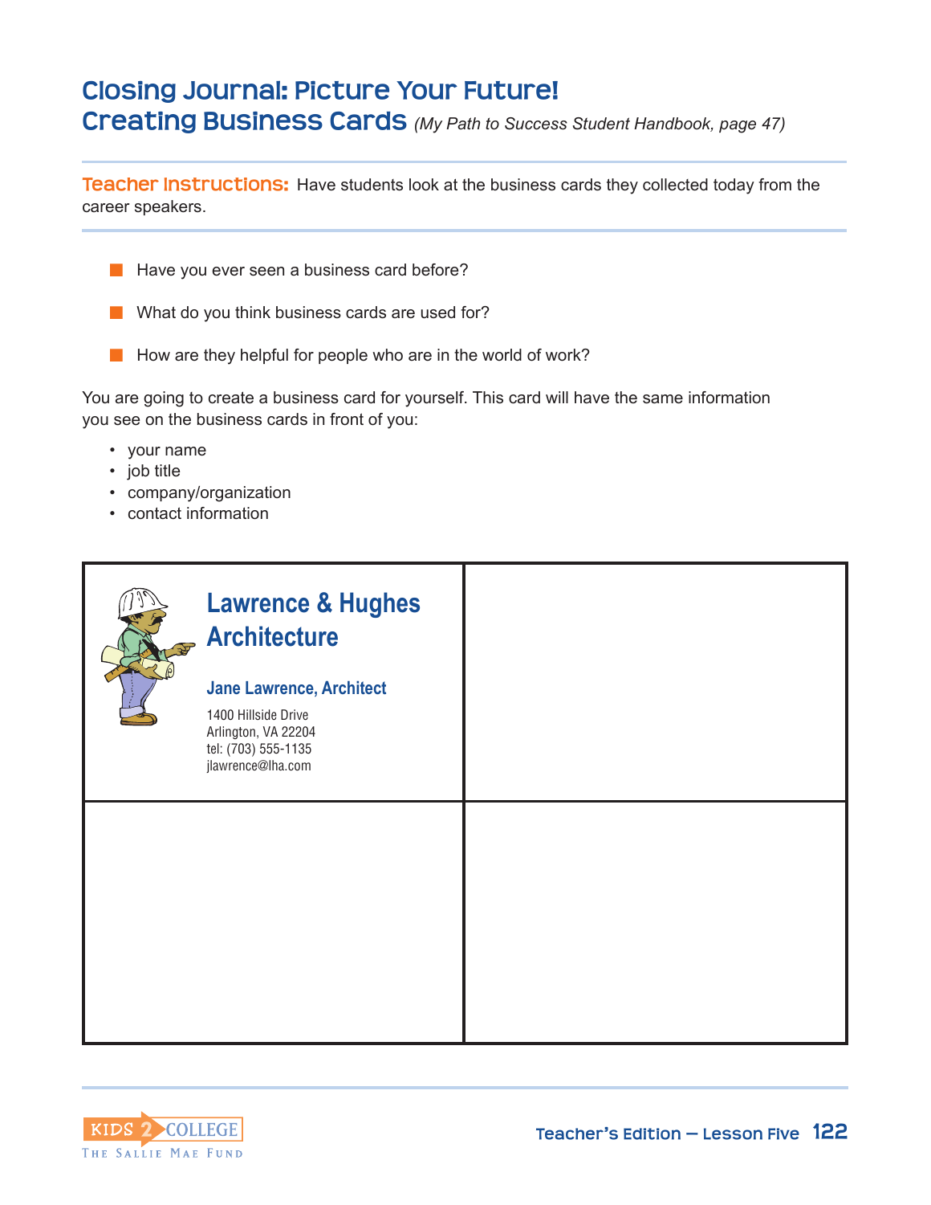# Closing Journal: Picture Your Future!
## Creating Business Cards *(My Path to Success Student Handbook, page 47)*

**Teacher Instructions:** Have students look at the business cards they collected today from the career speakers.

- Have you ever seen a business card before?
- What do you think business cards are used for?
- How are they helpful for people who are in the world of work?

You are going to create a business card for yourself. This card will have the same information you see on the business cards in front of you:

- your name
- job title
- company/organization
- contact information

| | |
|---|---|
| **Lawrence & Hughes Architecture**<br><br>**Jane Lawrence, Architect**<br><br>1400 Hillside Drive<br>Arlington, VA 22204<br>tel: (703) 555-1135<br>jlawrence@lha.com | |
| | |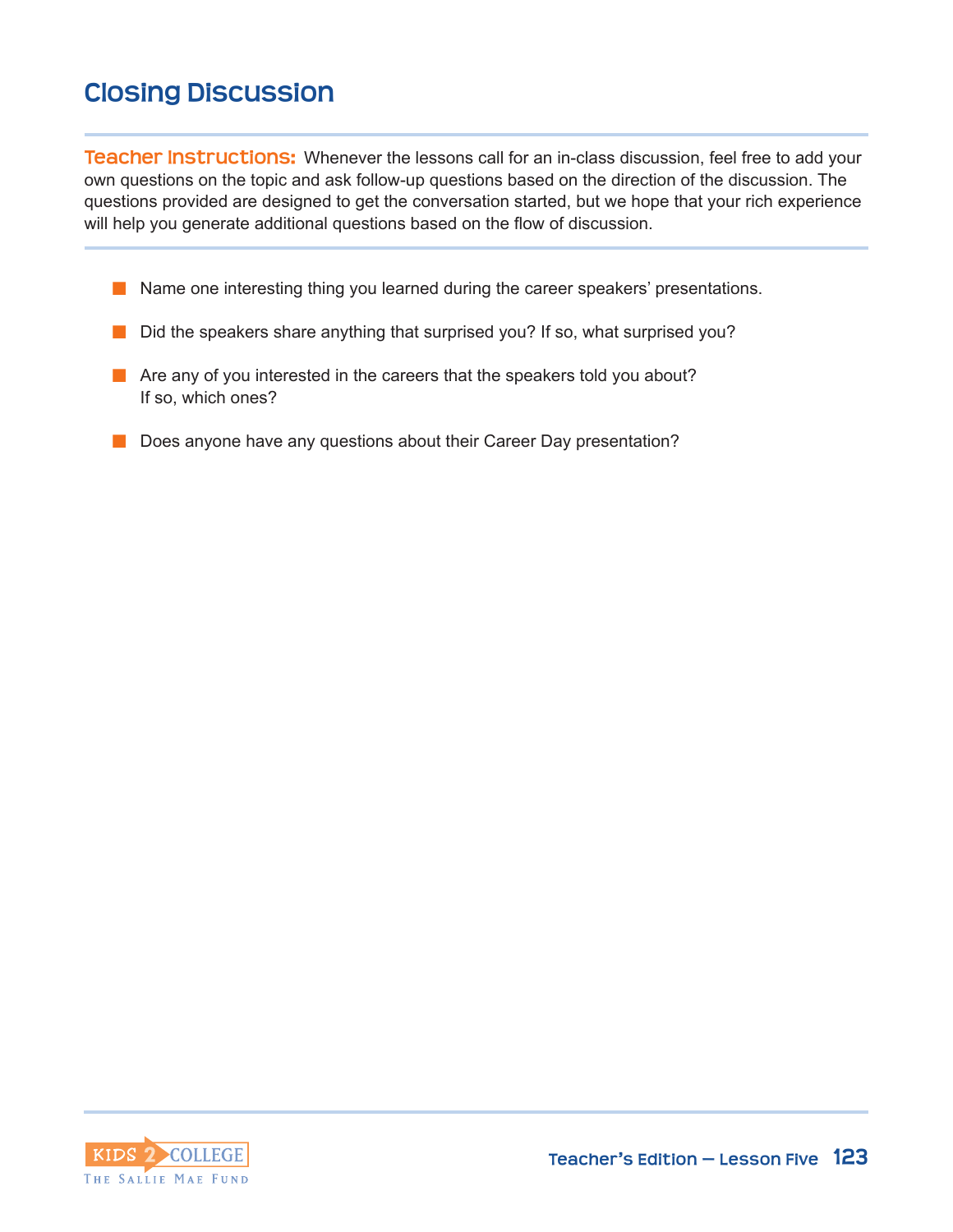## Closing Discussion

**Teacher Instructions:** Whenever the lessons call for an in-class discussion, feel free to add your own questions on the topic and ask follow-up questions based on the direction of the discussion. The questions provided are designed to get the conversation started, but we hope that your rich experience will help you generate additional questions based on the flow of discussion.

- Name one interesting thing you learned during the career speakers' presentations.
- Did the speakers share anything that surprised you? If so, what surprised you?
- Are any of you interested in the careers that the speakers told you about? If so, which ones?
- Does anyone have any questions about their Career Day presentation?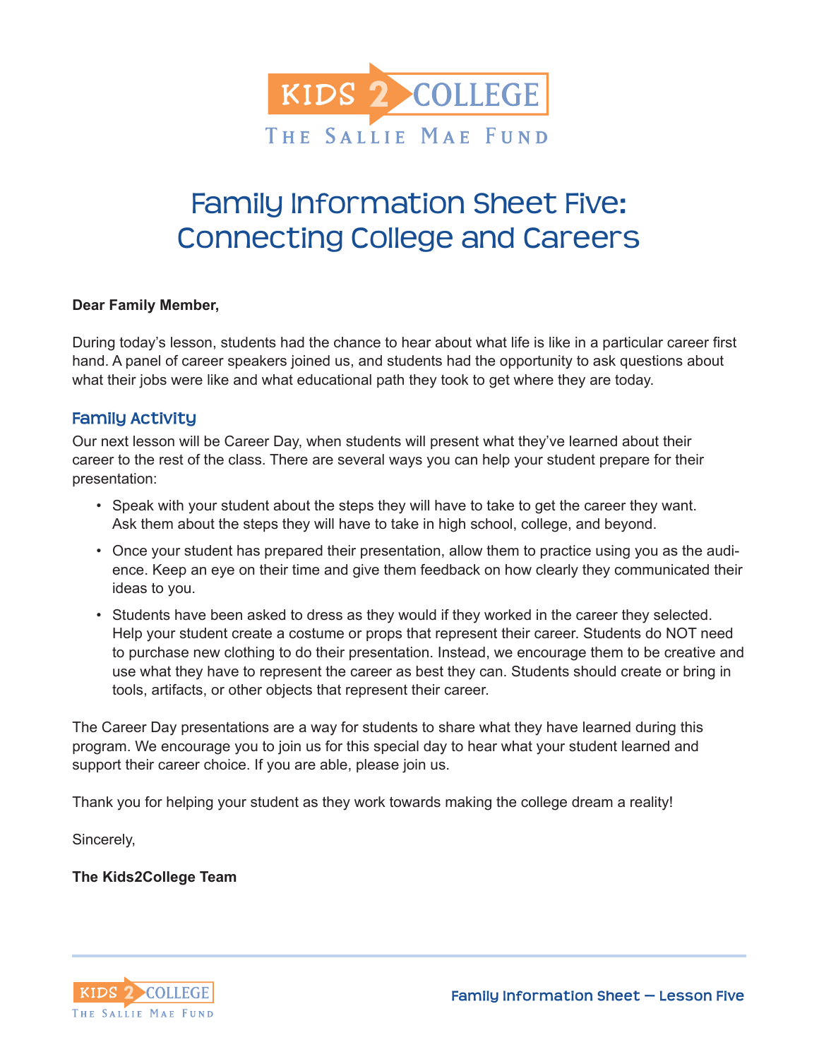# Family Information Sheet Five: Connecting College and Careers

**Dear Family Member,**

During today's lesson, students had the chance to hear about what life is like in a particular career first hand. A panel of career speakers joined us, and students had the opportunity to ask questions about what their jobs were like and what educational path they took to get where they are today.

## Family Activity

Our next lesson will be Career Day, when students will present what they've learned about their career to the rest of the class. There are several ways you can help your student prepare for their presentation:

- Speak with your student about the steps they will have to take to get the career they want. Ask them about the steps they will have to take in high school, college, and beyond.
- Once your student has prepared their presentation, allow them to practice using you as the audience. Keep an eye on their time and give them feedback on how clearly they communicated their ideas to you.
- Students have been asked to dress as they would if they worked in the career they selected. Help your student create a costume or props that represent their career. Students do NOT need to purchase new clothing to do their presentation. Instead, we encourage them to be creative and use what they have to represent the career as best they can. Students should create or bring in tools, artifacts, or other objects that represent their career.

The Career Day presentations are a way for students to share what they have learned during this program. We encourage you to join us for this special day to hear what your student learned and support their career choice. If you are able, please join us.

Thank you for helping your student as they work towards making the college dream a reality!

Sincerely,

**The Kids2College Team**